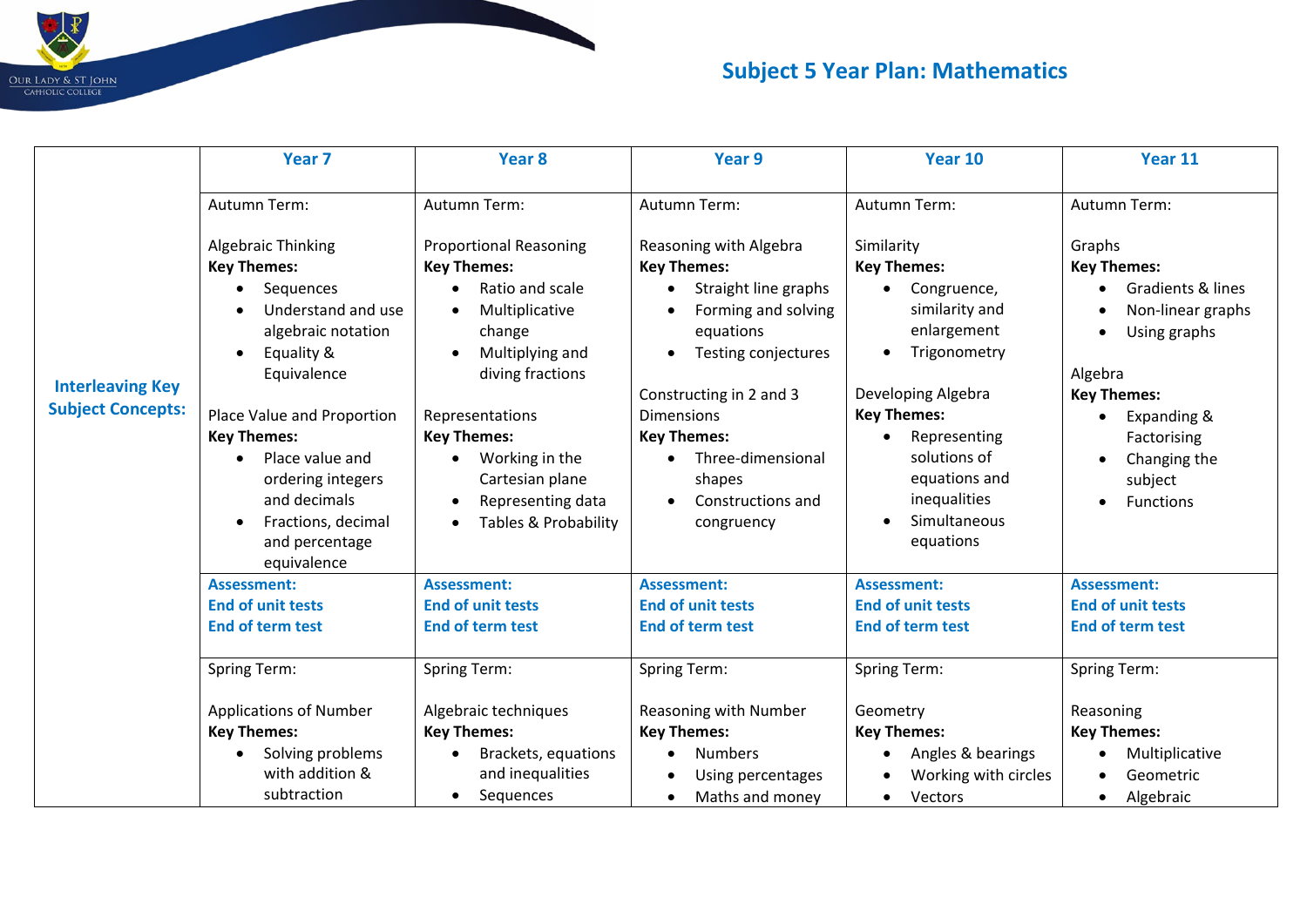# Subject 5 Year Plan: Mathematics

| | Year 7 | Year 8 | Year 9 | Year 10 | Year 11 |
|---|---|---|---|---|---|
| **Interleaving Key Subject Concepts:** | Autumn Term:<br><br>Algebraic Thinking<br>**Key Themes:**<br>• Sequences<br>• Understand and use algebraic notation<br>• Equality & Equivalence<br><br>Place Value and Proportion<br>**Key Themes:**<br>• Place value and ordering integers and decimals<br>• Fractions, decimal and percentage equivalence | Autumn Term:<br><br>Proportional Reasoning<br>**Key Themes:**<br>• Ratio and scale<br>• Multiplicative change<br>• Multiplying and diving fractions<br><br>Representations<br>**Key Themes:**<br>• Working in the Cartesian plane<br>• Representing data<br>• Tables & Probability | Autumn Term:<br><br>Reasoning with Algebra<br>**Key Themes:**<br>• Straight line graphs<br>• Forming and solving equations<br>• Testing conjectures<br><br>Constructing in 2 and 3 Dimensions<br>**Key Themes:**<br>• Three-dimensional shapes<br>• Constructions and congruency | Autumn Term:<br><br>Similarity<br>**Key Themes:**<br>• Congruence, similarity and enlargement<br>• Trigonometry<br><br>Developing Algebra<br>**Key Themes:**<br>• Representing solutions of equations and inequalities<br>• Simultaneous equations | Autumn Term:<br><br>Graphs<br>**Key Themes:**<br>• Gradients & lines<br>• Non-linear graphs<br>• Using graphs<br><br>Algebra<br>**Key Themes:**<br>• Expanding & Factorising<br>• Changing the subject<br>• Functions |
| | **Assessment:**<br>**End of unit tests**<br>**End of term test** | **Assessment:**<br>**End of unit tests**<br>**End of term test** | **Assessment:**<br>**End of unit tests**<br>**End of term test** | **Assessment:**<br>**End of unit tests**<br>**End of term test** | **Assessment:**<br>**End of unit tests**<br>**End of term test** |
| | Spring Term:<br><br>Applications of Number<br>**Key Themes:**<br>• Solving problems with addition & subtraction | Spring Term:<br><br>Algebraic techniques<br>**Key Themes:**<br>• Brackets, equations and inequalities<br>• Sequences | Spring Term:<br><br>Reasoning with Number<br>**Key Themes:**<br>• Numbers<br>• Using percentages<br>• Maths and money | Spring Term:<br><br>Geometry<br>**Key Themes:**<br>• Angles & bearings<br>• Working with circles<br>• Vectors | Spring Term:<br><br>Reasoning<br>**Key Themes:**<br>• Multiplicative<br>• Geometric<br>• Algebraic |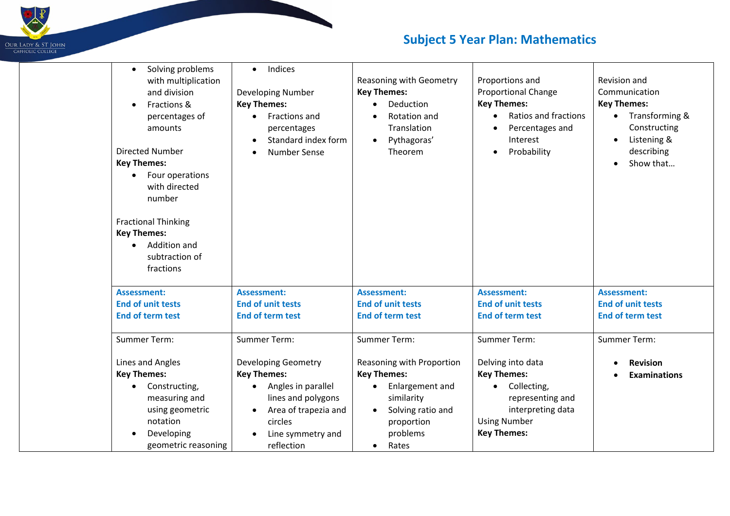# Subject 5 Year Plan: Mathematics

| | | | | | |
|---|---|---|---|---|---|
| | • Solving problems with multiplication and division<br>• Fractions & percentages of amounts<br><br>Directed Number<br>**Key Themes:**<br>• Four operations with directed number<br><br>Fractional Thinking<br>**Key Themes:**<br>• Addition and subtraction of fractions | • Indices<br><br>Developing Number<br>**Key Themes:**<br>• Fractions and percentages<br>• Standard index form<br>• Number Sense | Reasoning with Geometry<br>**Key Themes:**<br>• Deduction<br>• Rotation and Translation<br>• Pythagoras' Theorem | Proportions and Proportional Change<br>**Key Themes:**<br>• Ratios and fractions<br>• Percentages and Interest<br>• Probability | Revision and Communication<br>**Key Themes:**<br>• Transforming & Constructing<br>• Listening & describing<br>• Show that… |
| | **Assessment:**<br>**End of unit tests**<br>**End of term test** | **Assessment:**<br>**End of unit tests**<br>**End of term test** | **Assessment:**<br>**End of unit tests**<br>**End of term test** | **Assessment:**<br>**End of unit tests**<br>**End of term test** | **Assessment:**<br>**End of unit tests**<br>**End of term test** |
| | Summer Term:<br><br>Lines and Angles<br>**Key Themes:**<br>• Constructing, measuring and using geometric notation<br>• Developing geometric reasoning | Summer Term:<br><br>Developing Geometry<br>**Key Themes:**<br>• Angles in parallel lines and polygons<br>• Area of trapezia and circles<br>• Line symmetry and reflection | Summer Term:<br><br>Reasoning with Proportion<br>**Key Themes:**<br>• Enlargement and similarity<br>• Solving ratio and proportion problems<br>• Rates | Summer Term:<br><br>Delving into data<br>**Key Themes:**<br>• Collecting, representing and interpreting data<br>Using Number<br>**Key Themes:** | Summer Term:<br><br>• **Revision**<br>• **Examinations** |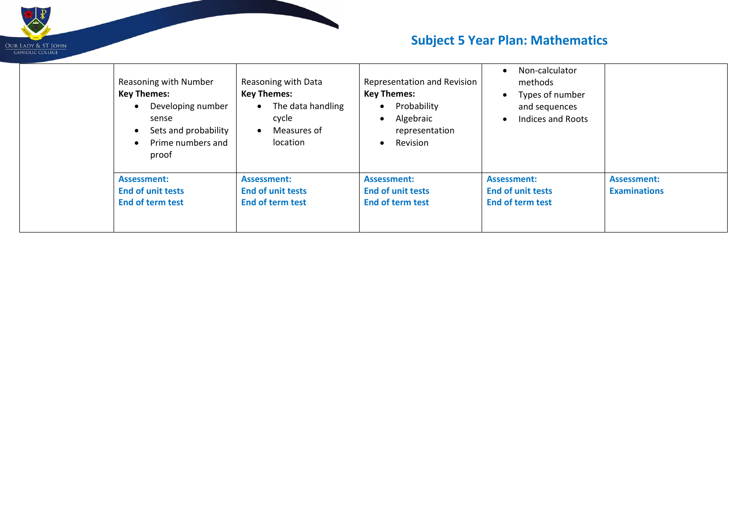# Subject 5 Year Plan: Mathematics

| | | | | | |
|---|---|---|---|---|---|
| | Reasoning with Number<br>**Key Themes:**<br>• Developing number sense<br>• Sets and probability<br>• Prime numbers and proof | Reasoning with Data<br>**Key Themes:**<br>• The data handling cycle<br>• Measures of location | Representation and Revision<br>**Key Themes:**<br>• Probability<br>• Algebraic representation<br>• Revision | • Non-calculator methods<br>• Types of number and sequences<br>• Indices and Roots | |
| | **Assessment:**<br>**End of unit tests**<br>**End of term test** | **Assessment:**<br>**End of unit tests**<br>**End of term test** | **Assessment:**<br>**End of unit tests**<br>**End of term test** | **Assessment:**<br>**End of unit tests**<br>**End of term test** | **Assessment:**<br>**Examinations** |